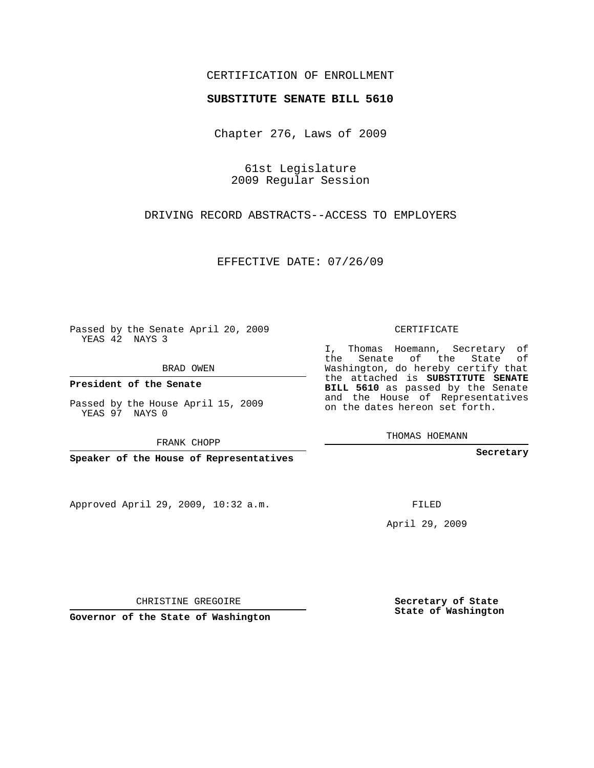CERTIFICATION OF ENROLLMENT

**SUBSTITUTE SENATE BILL 5610**

Chapter 276, Laws of 2009

61st Legislature
2009 Regular Session

DRIVING RECORD ABSTRACTS--ACCESS TO EMPLOYERS

EFFECTIVE DATE: 07/26/09

Passed by the Senate April 20, 2009
YEAS 42 NAYS 3

BRAD OWEN

**President of the Senate**

Passed by the House April 15, 2009
YEAS 97 NAYS 0

FRANK CHOPP

**Speaker of the House of Representatives**

Approved April 29, 2009, 10:32 a.m.

CHRISTINE GREGOIRE

**Governor of the State of Washington**

CERTIFICATE

I, Thomas Hoemann, Secretary of the Senate of the State of Washington, do hereby certify that the attached is **SUBSTITUTE SENATE BILL 5610** as passed by the Senate and the House of Representatives on the dates hereon set forth.

THOMAS HOEMANN

**Secretary**

FILED

April 29, 2009

**Secretary of State**
**State of Washington**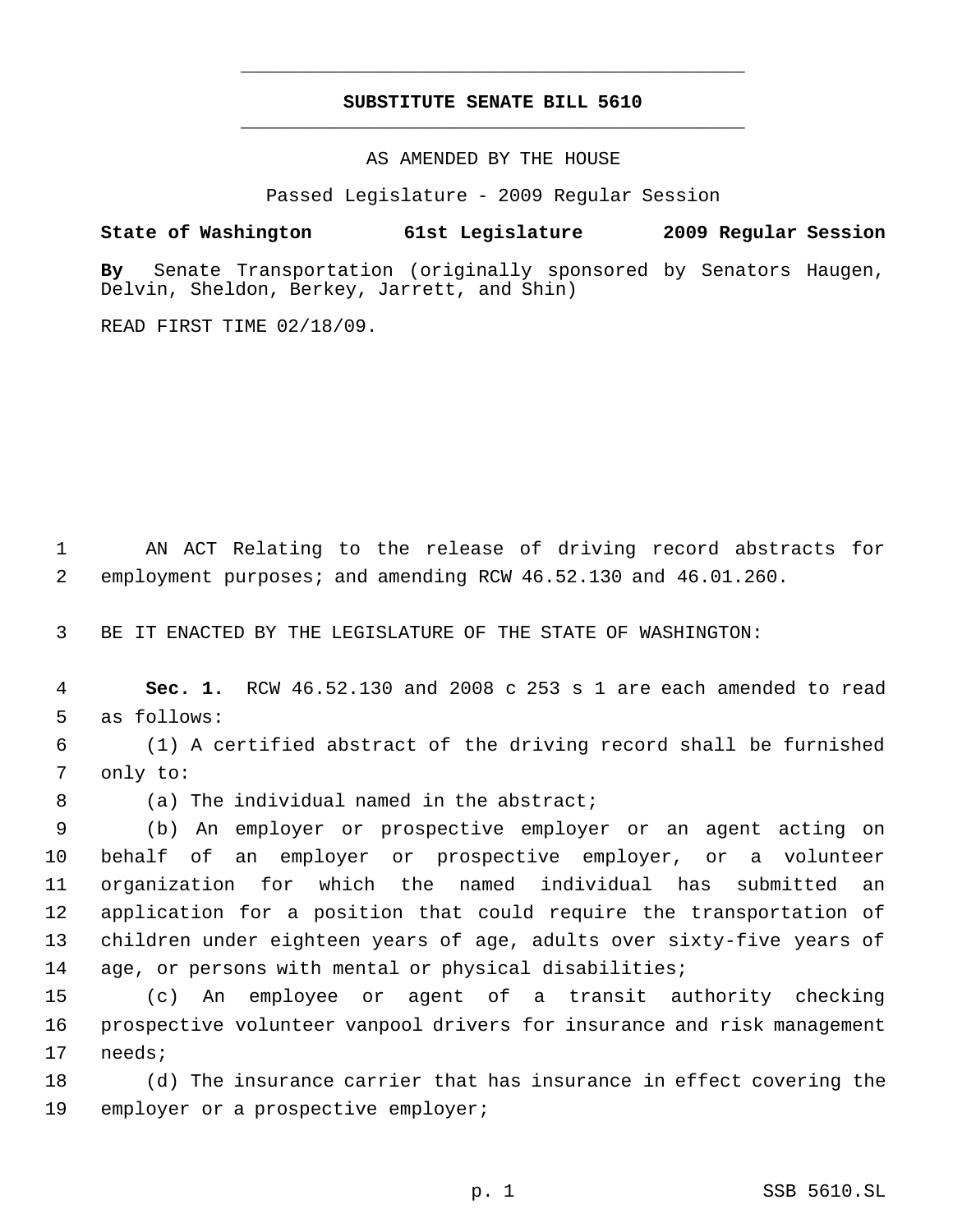**SUBSTITUTE SENATE BILL 5610**

AS AMENDED BY THE HOUSE

Passed Legislature - 2009 Regular Session

**State of Washington 61st Legislature 2009 Regular Session**

**By** Senate Transportation (originally sponsored by Senators Haugen, Delvin, Sheldon, Berkey, Jarrett, and Shin)

READ FIRST TIME 02/18/09.

AN ACT Relating to the release of driving record abstracts for employment purposes; and amending RCW 46.52.130 and 46.01.260.

BE IT ENACTED BY THE LEGISLATURE OF THE STATE OF WASHINGTON:

**Sec. 1.** RCW 46.52.130 and 2008 c 253 s 1 are each amended to read as follows:

(1) A certified abstract of the driving record shall be furnished only to:

(a) The individual named in the abstract;

(b) An employer or prospective employer or an agent acting on behalf of an employer or prospective employer, or a volunteer organization for which the named individual has submitted an application for a position that could require the transportation of children under eighteen years of age, adults over sixty-five years of age, or persons with mental or physical disabilities;

(c) An employee or agent of a transit authority checking prospective volunteer vanpool drivers for insurance and risk management needs;

(d) The insurance carrier that has insurance in effect covering the employer or a prospective employer;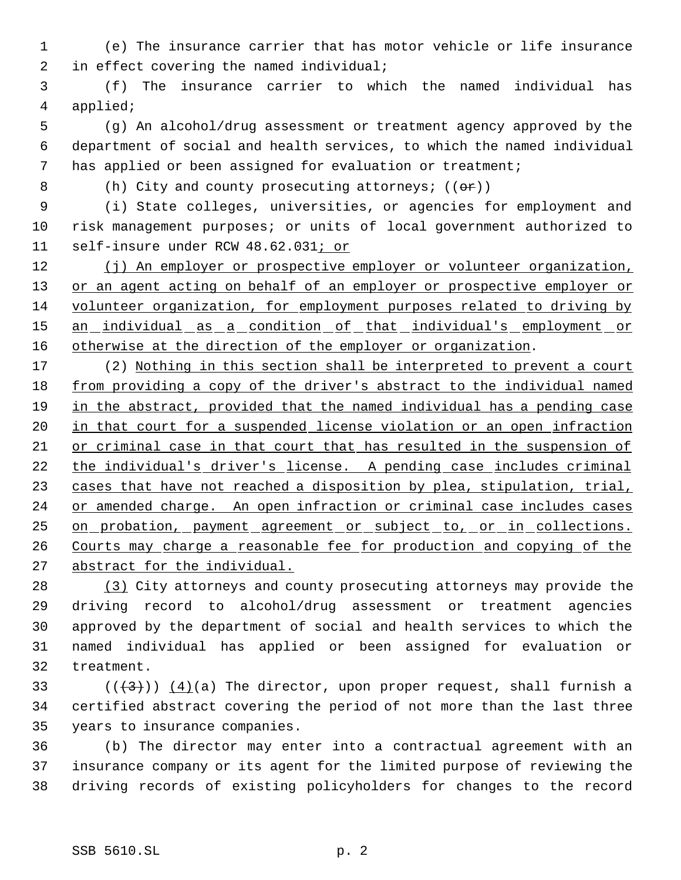(e) The insurance carrier that has motor vehicle or life insurance in effect covering the named individual;

(f) The insurance carrier to which the named individual has applied;

(g) An alcohol/drug assessment or treatment agency approved by the department of social and health services, to which the named individual has applied or been assigned for evaluation or treatment;

(h) City and county prosecuting attorneys; ((~~or~~))

(i) State colleges, universities, or agencies for employment and risk management purposes; or units of local government authorized to self-insure under RCW 48.62.031<u>; or</u>

<u>(j) An employer or prospective employer or volunteer organization, or an agent acting on behalf of an employer or prospective employer or volunteer organization, for employment purposes related to driving by an individual as a condition of that individual's employment or otherwise at the direction of the employer or organization</u>.

(2) <u>Nothing in this section shall be interpreted to prevent a court from providing a copy of the driver's abstract to the individual named in the abstract, provided that the named individual has a pending case in that court for a suspended license violation or an open infraction or criminal case in that court that has resulted in the suspension of the individual's driver's license. A pending case includes criminal cases that have not reached a disposition by plea, stipulation, trial, or amended charge. An open infraction or criminal case includes cases on probation, payment agreement or subject to, or in collections. Courts may charge a reasonable fee for production and copying of the abstract for the individual.</u>

<u>(3)</u> City attorneys and county prosecuting attorneys may provide the driving record to alcohol/drug assessment or treatment agencies approved by the department of social and health services to which the named individual has applied or been assigned for evaluation or treatment.

((~~(3)~~)) <u>(4)</u>(a) The director, upon proper request, shall furnish a certified abstract covering the period of not more than the last three years to insurance companies.

(b) The director may enter into a contractual agreement with an insurance company or its agent for the limited purpose of reviewing the driving records of existing policyholders for changes to the record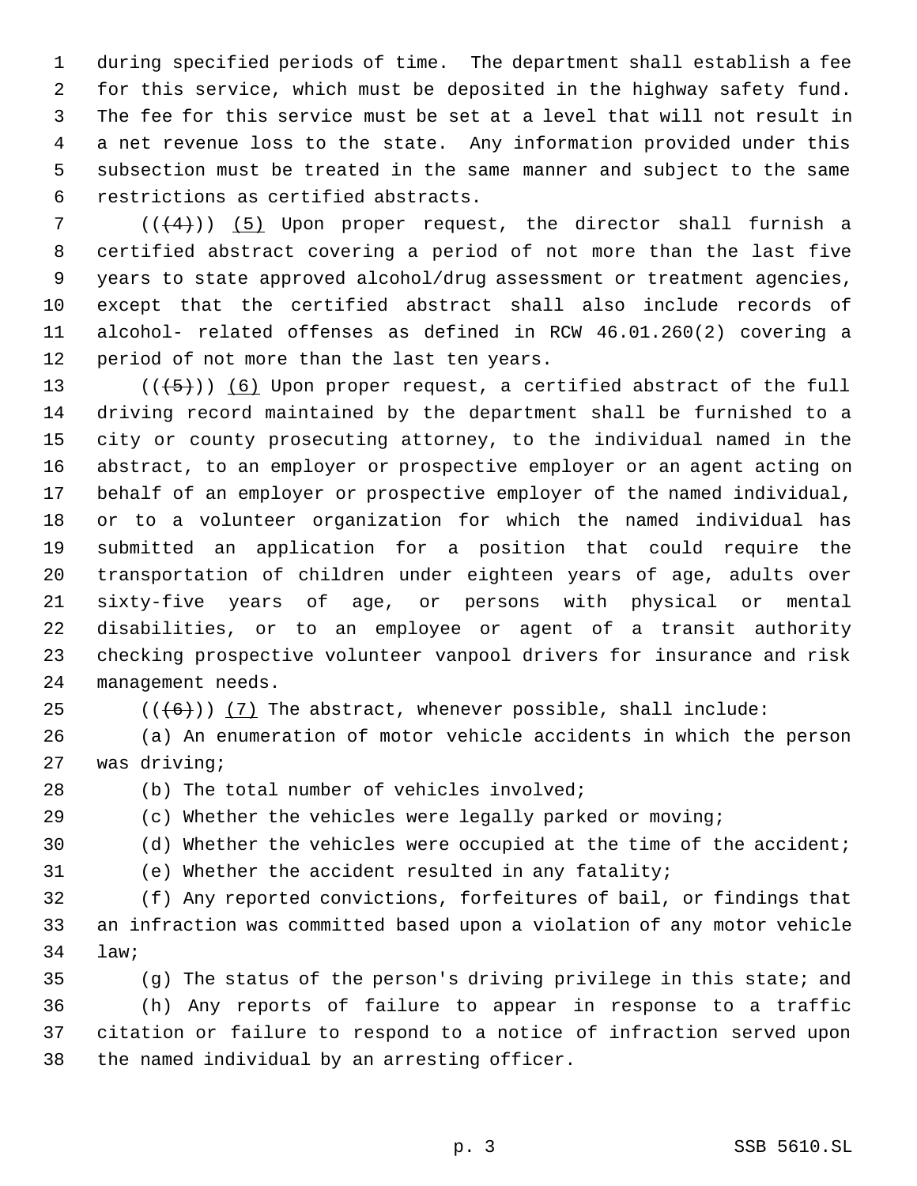during specified periods of time. The department shall establish a fee for this service, which must be deposited in the highway safety fund. The fee for this service must be set at a level that will not result in a net revenue loss to the state. Any information provided under this subsection must be treated in the same manner and subject to the same restrictions as certified abstracts.

(((4))) (5) Upon proper request, the director shall furnish a certified abstract covering a period of not more than the last five years to state approved alcohol/drug assessment or treatment agencies, except that the certified abstract shall also include records of alcohol- related offenses as defined in RCW 46.01.260(2) covering a period of not more than the last ten years.

(((5))) (6) Upon proper request, a certified abstract of the full driving record maintained by the department shall be furnished to a city or county prosecuting attorney, to the individual named in the abstract, to an employer or prospective employer or an agent acting on behalf of an employer or prospective employer of the named individual, or to a volunteer organization for which the named individual has submitted an application for a position that could require the transportation of children under eighteen years of age, adults over sixty-five years of age, or persons with physical or mental disabilities, or to an employee or agent of a transit authority checking prospective volunteer vanpool drivers for insurance and risk management needs.

(((6))) (7) The abstract, whenever possible, shall include:

(a) An enumeration of motor vehicle accidents in which the person was driving;

(b) The total number of vehicles involved;

(c) Whether the vehicles were legally parked or moving;

(d) Whether the vehicles were occupied at the time of the accident;

(e) Whether the accident resulted in any fatality;

(f) Any reported convictions, forfeitures of bail, or findings that an infraction was committed based upon a violation of any motor vehicle law;

(g) The status of the person's driving privilege in this state; and

(h) Any reports of failure to appear in response to a traffic citation or failure to respond to a notice of infraction served upon the named individual by an arresting officer.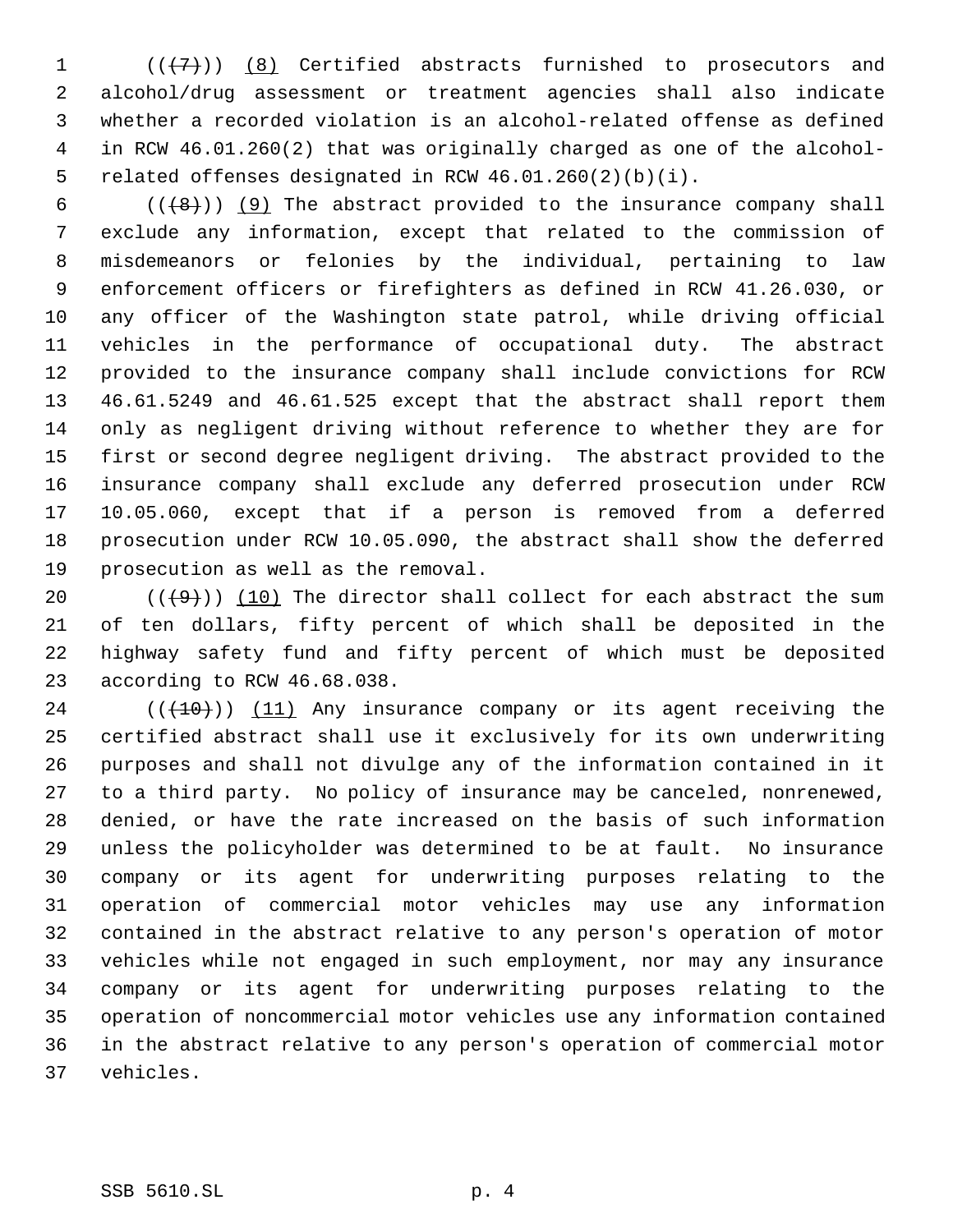(((7))) (8) Certified abstracts furnished to prosecutors and alcohol/drug assessment or treatment agencies shall also indicate whether a recorded violation is an alcohol-related offense as defined in RCW 46.01.260(2) that was originally charged as one of the alcohol-related offenses designated in RCW 46.01.260(2)(b)(i).

(((8))) (9) The abstract provided to the insurance company shall exclude any information, except that related to the commission of misdemeanors or felonies by the individual, pertaining to law enforcement officers or firefighters as defined in RCW 41.26.030, or any officer of the Washington state patrol, while driving official vehicles in the performance of occupational duty. The abstract provided to the insurance company shall include convictions for RCW 46.61.5249 and 46.61.525 except that the abstract shall report them only as negligent driving without reference to whether they are for first or second degree negligent driving. The abstract provided to the insurance company shall exclude any deferred prosecution under RCW 10.05.060, except that if a person is removed from a deferred prosecution under RCW 10.05.090, the abstract shall show the deferred prosecution as well as the removal.

(((9))) (10) The director shall collect for each abstract the sum of ten dollars, fifty percent of which shall be deposited in the highway safety fund and fifty percent of which must be deposited according to RCW 46.68.038.

(((10))) (11) Any insurance company or its agent receiving the certified abstract shall use it exclusively for its own underwriting purposes and shall not divulge any of the information contained in it to a third party. No policy of insurance may be canceled, nonrenewed, denied, or have the rate increased on the basis of such information unless the policyholder was determined to be at fault. No insurance company or its agent for underwriting purposes relating to the operation of commercial motor vehicles may use any information contained in the abstract relative to any person's operation of motor vehicles while not engaged in such employment, nor may any insurance company or its agent for underwriting purposes relating to the operation of noncommercial motor vehicles use any information contained in the abstract relative to any person's operation of commercial motor vehicles.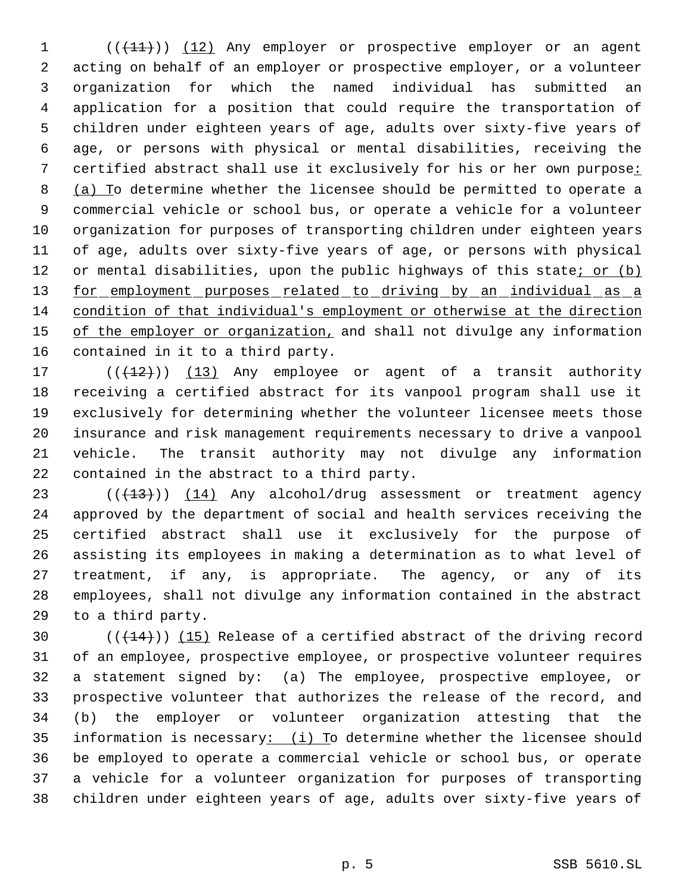(((11))) (12) Any employer or prospective employer or an agent acting on behalf of an employer or prospective employer, or a volunteer organization for which the named individual has submitted an application for a position that could require the transportation of children under eighteen years of age, adults over sixty-five years of age, or persons with physical or mental disabilities, receiving the certified abstract shall use it exclusively for his or her own purpose: (a) To determine whether the licensee should be permitted to operate a commercial vehicle or school bus, or operate a vehicle for a volunteer organization for purposes of transporting children under eighteen years of age, adults over sixty-five years of age, or persons with physical or mental disabilities, upon the public highways of this state; or (b) for employment purposes related to driving by an individual as a condition of that individual's employment or otherwise at the direction of the employer or organization, and shall not divulge any information contained in it to a third party.

(((12))) (13) Any employee or agent of a transit authority receiving a certified abstract for its vanpool program shall use it exclusively for determining whether the volunteer licensee meets those insurance and risk management requirements necessary to drive a vanpool vehicle. The transit authority may not divulge any information contained in the abstract to a third party.

(((13))) (14) Any alcohol/drug assessment or treatment agency approved by the department of social and health services receiving the certified abstract shall use it exclusively for the purpose of assisting its employees in making a determination as to what level of treatment, if any, is appropriate. The agency, or any of its employees, shall not divulge any information contained in the abstract to a third party.

(((14))) (15) Release of a certified abstract of the driving record of an employee, prospective employee, or prospective volunteer requires a statement signed by: (a) The employee, prospective employee, or prospective volunteer that authorizes the release of the record, and (b) the employer or volunteer organization attesting that the information is necessary: (i) To determine whether the licensee should be employed to operate a commercial vehicle or school bus, or operate a vehicle for a volunteer organization for purposes of transporting children under eighteen years of age, adults over sixty-five years of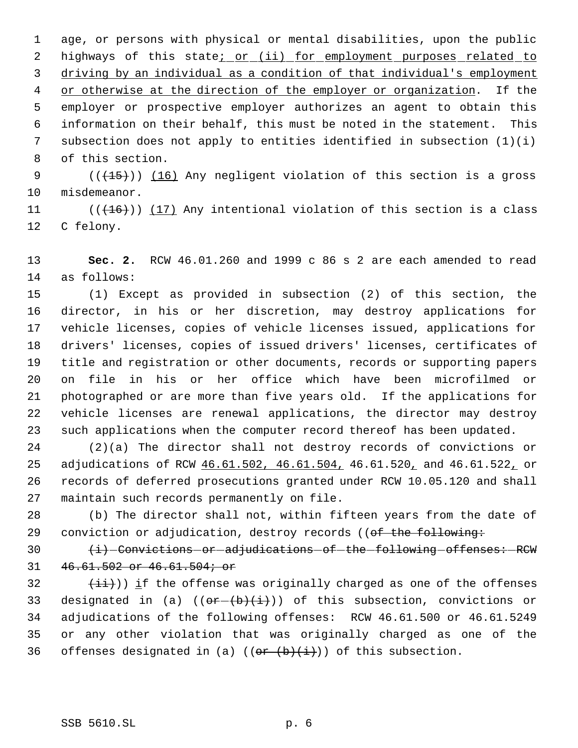age, or persons with physical or mental disabilities, upon the public highways of this state; or (ii) for employment purposes related to driving by an individual as a condition of that individual's employment or otherwise at the direction of the employer or organization. If the employer or prospective employer authorizes an agent to obtain this information on their behalf, this must be noted in the statement. This subsection does not apply to entities identified in subsection (1)(i) of this section.

(((15))) (16) Any negligent violation of this section is a gross misdemeanor.

(((16))) (17) Any intentional violation of this section is a class C felony.

**Sec. 2.** RCW 46.01.260 and 1999 c 86 s 2 are each amended to read as follows:

(1) Except as provided in subsection (2) of this section, the director, in his or her discretion, may destroy applications for vehicle licenses, copies of vehicle licenses issued, applications for drivers' licenses, copies of issued drivers' licenses, certificates of title and registration or other documents, records or supporting papers on file in his or her office which have been microfilmed or photographed or are more than five years old. If the applications for vehicle licenses are renewal applications, the director may destroy such applications when the computer record thereof has been updated.

(2)(a) The director shall not destroy records of convictions or adjudications of RCW 46.61.502, 46.61.504, 46.61.520, and 46.61.522, or records of deferred prosecutions granted under RCW 10.05.120 and shall maintain such records permanently on file.

(b) The director shall not, within fifteen years from the date of conviction or adjudication, destroy records ((of the following:

(i) Convictions or adjudications of the following offenses: RCW 46.61.502 or 46.61.504; or

(ii))) if the offense was originally charged as one of the offenses designated in (a) ((or (b)(i))) of this subsection, convictions or adjudications of the following offenses: RCW 46.61.500 or 46.61.5249 or any other violation that was originally charged as one of the offenses designated in (a) ((or (b)(i))) of this subsection.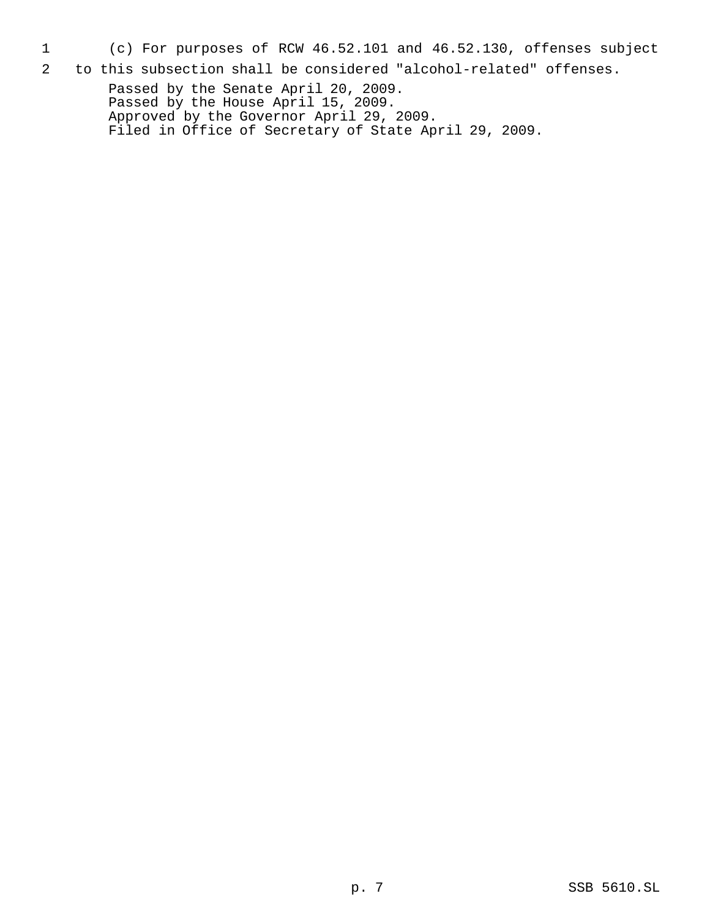(c) For purposes of RCW 46.52.101 and 46.52.130, offenses subject to this subsection shall be considered "alcohol-related" offenses.

Passed by the Senate April 20, 2009.
Passed by the House April 15, 2009.
Approved by the Governor April 29, 2009.
Filed in Office of Secretary of State April 29, 2009.